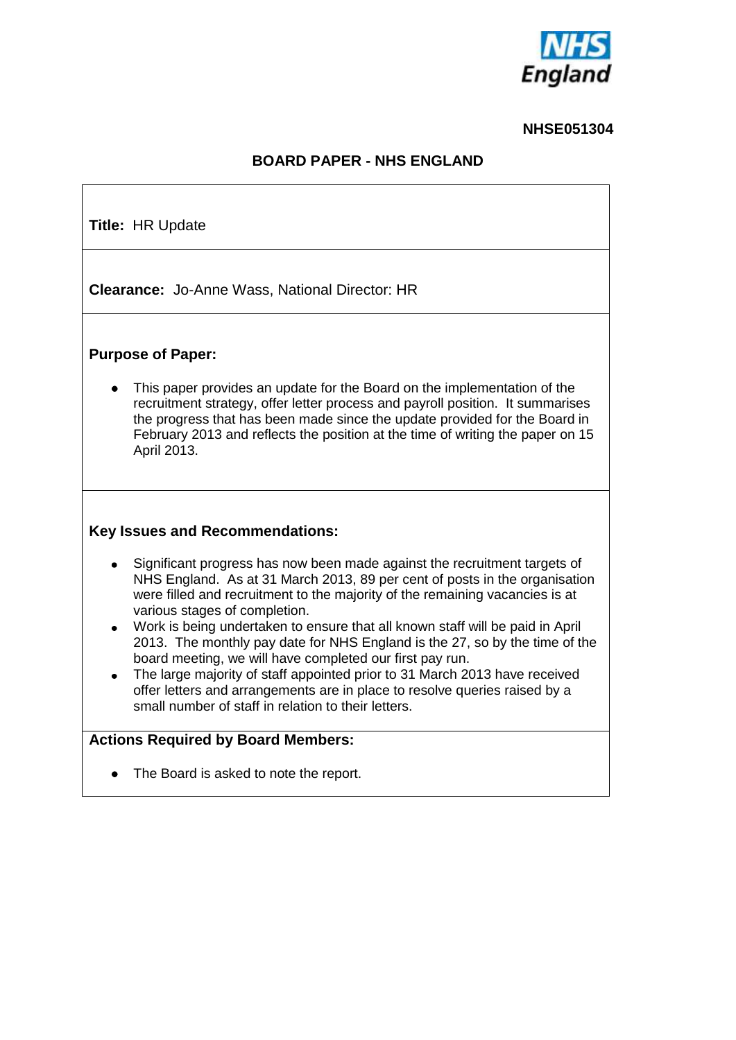NHSE051304

# BOARD PAPER - NHS ENGLAND

**Title:** HR Update

**Clearance:** Jo-Anne Wass, National Director: HR

**Purpose of Paper:**

- This paper provides an update for the Board on the implementation of the recruitment strategy, offer letter process and payroll position. It summarises the progress that has been made since the update provided for the Board in February 2013 and reflects the position at the time of writing the paper on 15 April 2013.

**Key Issues and Recommendations:**

- Significant progress has now been made against the recruitment targets of NHS England. As at 31 March 2013, 89 per cent of posts in the organisation were filled and recruitment to the majority of the remaining vacancies is at various stages of completion.
- Work is being undertaken to ensure that all known staff will be paid in April 2013. The monthly pay date for NHS England is the 27, so by the time of the board meeting, we will have completed our first pay run.
- The large majority of staff appointed prior to 31 March 2013 have received offer letters and arrangements are in place to resolve queries raised by a small number of staff in relation to their letters.

**Actions Required by Board Members:**

- The Board is asked to note the report.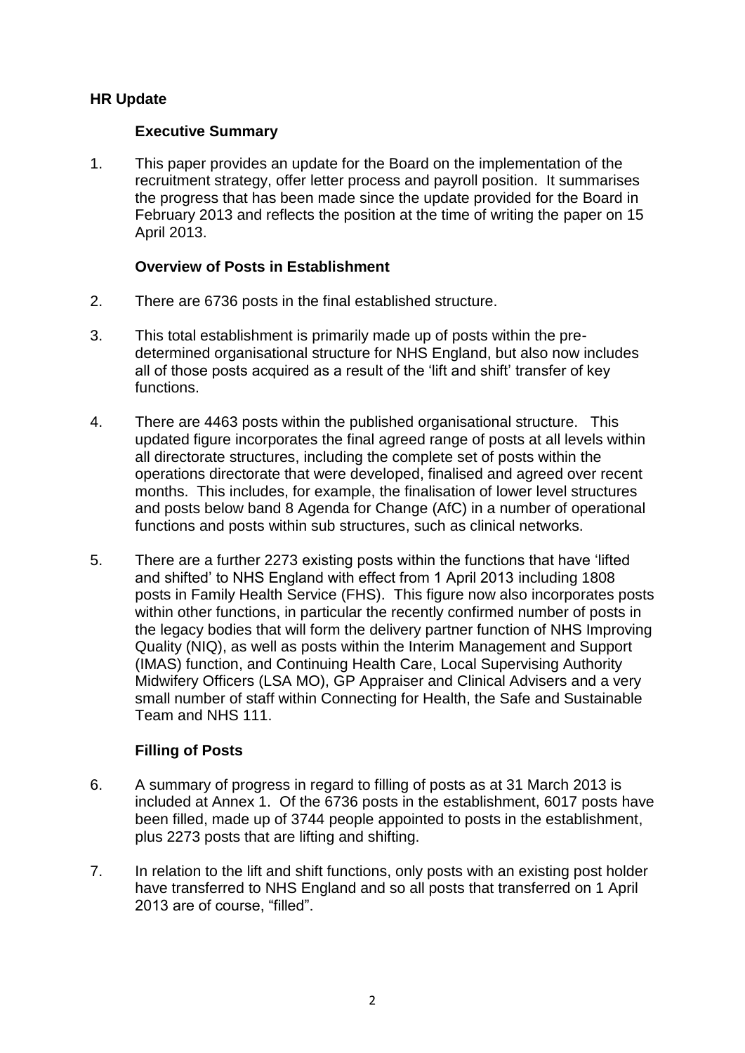**HR Update**

**Executive Summary**

1. This paper provides an update for the Board on the implementation of the recruitment strategy, offer letter process and payroll position. It summarises the progress that has been made since the update provided for the Board in February 2013 and reflects the position at the time of writing the paper on 15 April 2013.

**Overview of Posts in Establishment**

2. There are 6736 posts in the final established structure.

3. This total establishment is primarily made up of posts within the pre-determined organisational structure for NHS England, but also now includes all of those posts acquired as a result of the 'lift and shift' transfer of key functions.

4. There are 4463 posts within the published organisational structure. This updated figure incorporates the final agreed range of posts at all levels within all directorate structures, including the complete set of posts within the operations directorate that were developed, finalised and agreed over recent months. This includes, for example, the finalisation of lower level structures and posts below band 8 Agenda for Change (AfC) in a number of operational functions and posts within sub structures, such as clinical networks.

5. There are a further 2273 existing posts within the functions that have 'lifted and shifted' to NHS England with effect from 1 April 2013 including 1808 posts in Family Health Service (FHS). This figure now also incorporates posts within other functions, in particular the recently confirmed number of posts in the legacy bodies that will form the delivery partner function of NHS Improving Quality (NIQ), as well as posts within the Interim Management and Support (IMAS) function, and Continuing Health Care, Local Supervising Authority Midwifery Officers (LSA MO), GP Appraiser and Clinical Advisers and a very small number of staff within Connecting for Health, the Safe and Sustainable Team and NHS 111.

**Filling of Posts**

6. A summary of progress in regard to filling of posts as at 31 March 2013 is included at Annex 1. Of the 6736 posts in the establishment, 6017 posts have been filled, made up of 3744 people appointed to posts in the establishment, plus 2273 posts that are lifting and shifting.

7. In relation to the lift and shift functions, only posts with an existing post holder have transferred to NHS England and so all posts that transferred on 1 April 2013 are of course, "filled".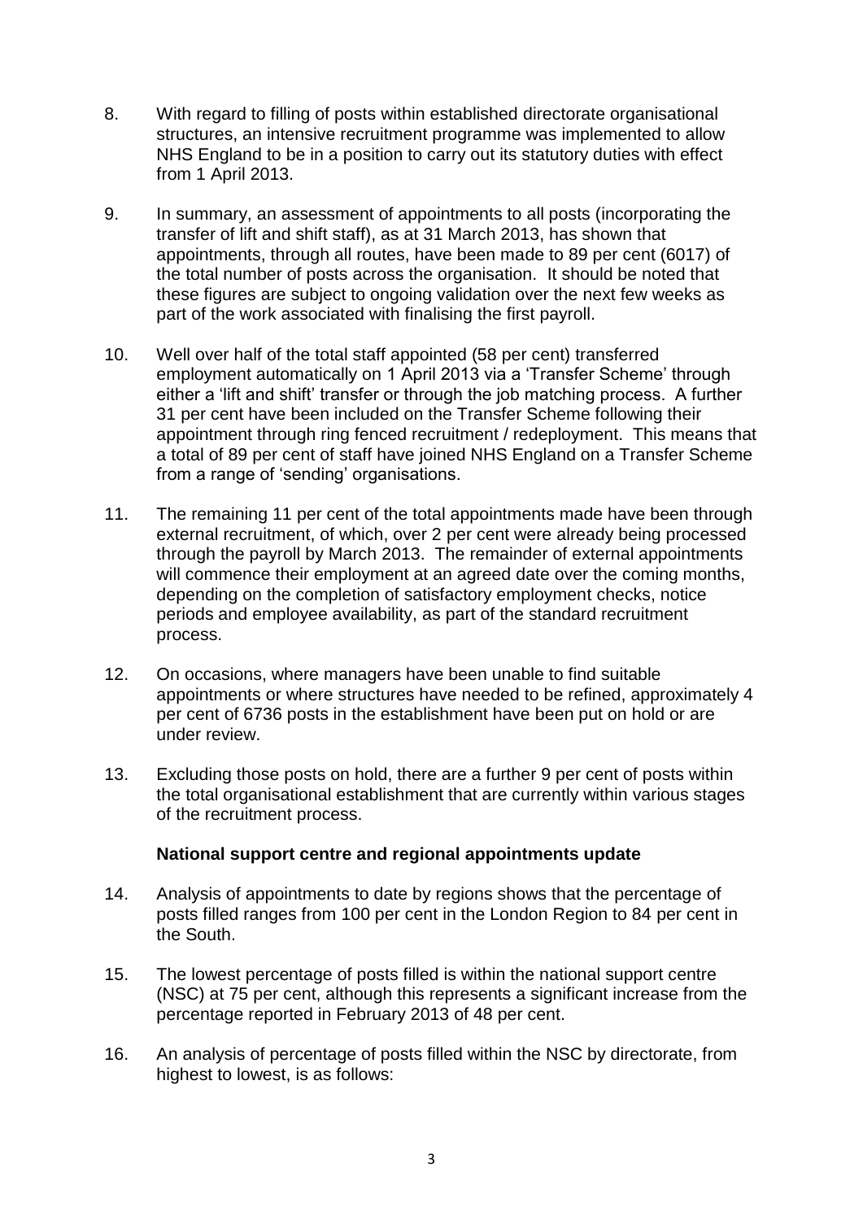8. With regard to filling of posts within established directorate organisational structures, an intensive recruitment programme was implemented to allow NHS England to be in a position to carry out its statutory duties with effect from 1 April 2013.

9. In summary, an assessment of appointments to all posts (incorporating the transfer of lift and shift staff), as at 31 March 2013, has shown that appointments, through all routes, have been made to 89 per cent (6017) of the total number of posts across the organisation. It should be noted that these figures are subject to ongoing validation over the next few weeks as part of the work associated with finalising the first payroll.

10. Well over half of the total staff appointed (58 per cent) transferred employment automatically on 1 April 2013 via a 'Transfer Scheme' through either a 'lift and shift' transfer or through the job matching process. A further 31 per cent have been included on the Transfer Scheme following their appointment through ring fenced recruitment / redeployment. This means that a total of 89 per cent of staff have joined NHS England on a Transfer Scheme from a range of 'sending' organisations.

11. The remaining 11 per cent of the total appointments made have been through external recruitment, of which, over 2 per cent were already being processed through the payroll by March 2013. The remainder of external appointments will commence their employment at an agreed date over the coming months, depending on the completion of satisfactory employment checks, notice periods and employee availability, as part of the standard recruitment process.

12. On occasions, where managers have been unable to find suitable appointments or where structures have needed to be refined, approximately 4 per cent of 6736 posts in the establishment have been put on hold or are under review.

13. Excluding those posts on hold, there are a further 9 per cent of posts within the total organisational establishment that are currently within various stages of the recruitment process.

**National support centre and regional appointments update**

14. Analysis of appointments to date by regions shows that the percentage of posts filled ranges from 100 per cent in the London Region to 84 per cent in the South.

15. The lowest percentage of posts filled is within the national support centre (NSC) at 75 per cent, although this represents a significant increase from the percentage reported in February 2013 of 48 per cent.

16. An analysis of percentage of posts filled within the NSC by directorate, from highest to lowest, is as follows: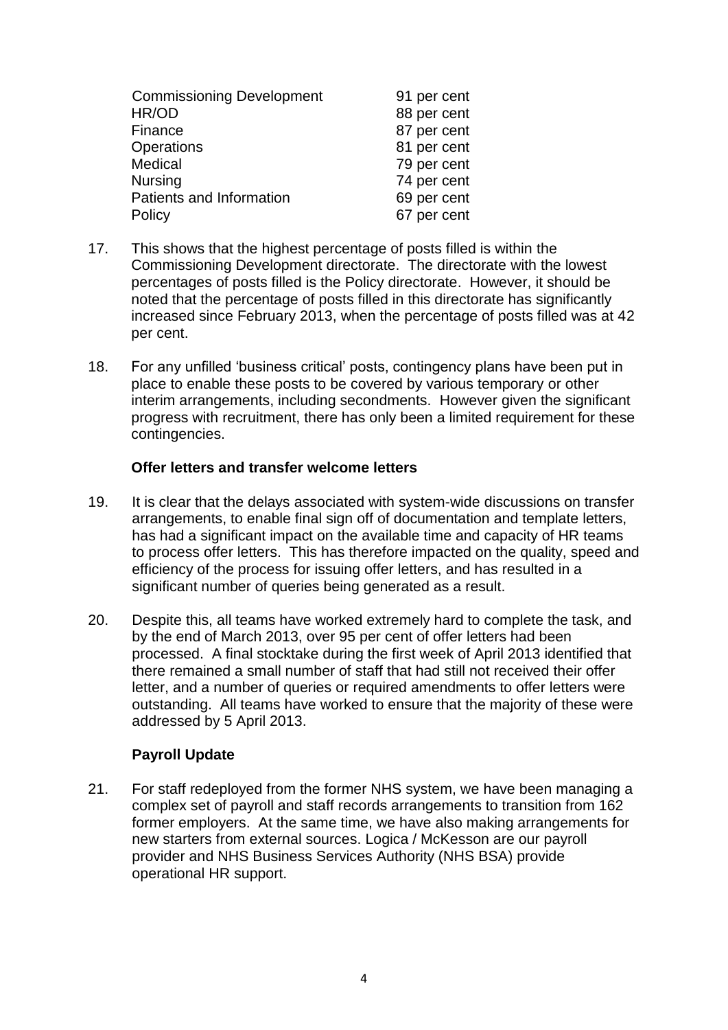| | |
|---|---|
| Commissioning Development | 91 per cent |
| HR/OD | 88 per cent |
| Finance | 87 per cent |
| Operations | 81 per cent |
| Medical | 79 per cent |
| Nursing | 74 per cent |
| Patients and Information | 69 per cent |
| Policy | 67 per cent |

17. This shows that the highest percentage of posts filled is within the Commissioning Development directorate. The directorate with the lowest percentages of posts filled is the Policy directorate. However, it should be noted that the percentage of posts filled in this directorate has significantly increased since February 2013, when the percentage of posts filled was at 42 per cent.

18. For any unfilled 'business critical' posts, contingency plans have been put in place to enable these posts to be covered by various temporary or other interim arrangements, including secondments. However given the significant progress with recruitment, there has only been a limited requirement for these contingencies.

**Offer letters and transfer welcome letters**

19. It is clear that the delays associated with system-wide discussions on transfer arrangements, to enable final sign off of documentation and template letters, has had a significant impact on the available time and capacity of HR teams to process offer letters. This has therefore impacted on the quality, speed and efficiency of the process for issuing offer letters, and has resulted in a significant number of queries being generated as a result.

20. Despite this, all teams have worked extremely hard to complete the task, and by the end of March 2013, over 95 per cent of offer letters had been processed. A final stocktake during the first week of April 2013 identified that there remained a small number of staff that had still not received their offer letter, and a number of queries or required amendments to offer letters were outstanding. All teams have worked to ensure that the majority of these were addressed by 5 April 2013.

**Payroll Update**

21. For staff redeployed from the former NHS system, we have been managing a complex set of payroll and staff records arrangements to transition from 162 former employers. At the same time, we have also making arrangements for new starters from external sources. Logica / McKesson are our payroll provider and NHS Business Services Authority (NHS BSA) provide operational HR support.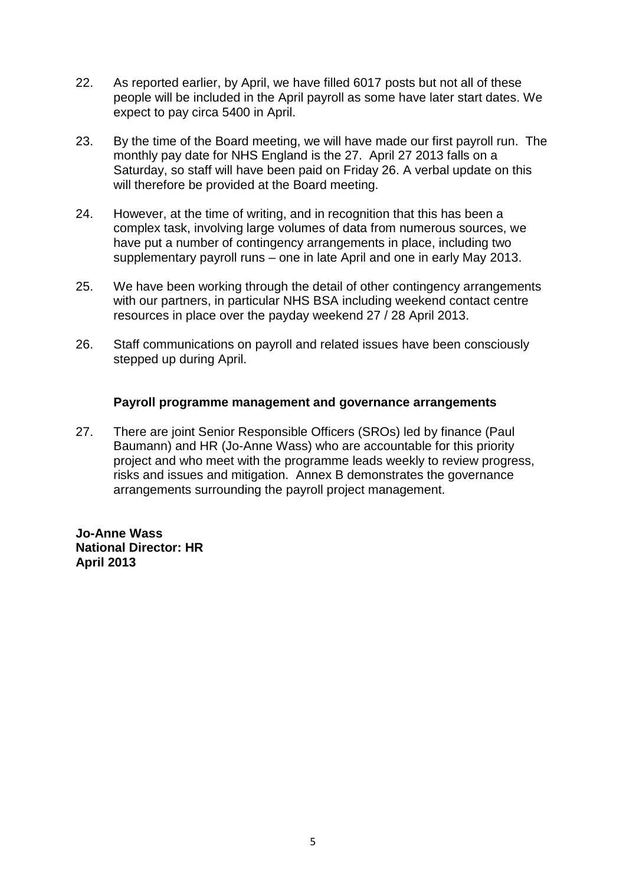22. As reported earlier, by April, we have filled 6017 posts but not all of these people will be included in the April payroll as some have later start dates. We expect to pay circa 5400 in April.

23. By the time of the Board meeting, we will have made our first payroll run. The monthly pay date for NHS England is the 27. April 27 2013 falls on a Saturday, so staff will have been paid on Friday 26. A verbal update on this will therefore be provided at the Board meeting.

24. However, at the time of writing, and in recognition that this has been a complex task, involving large volumes of data from numerous sources, we have put a number of contingency arrangements in place, including two supplementary payroll runs – one in late April and one in early May 2013.

25. We have been working through the detail of other contingency arrangements with our partners, in particular NHS BSA including weekend contact centre resources in place over the payday weekend 27 / 28 April 2013.

26. Staff communications on payroll and related issues have been consciously stepped up during April.

### Payroll programme management and governance arrangements

27. There are joint Senior Responsible Officers (SROs) led by finance (Paul Baumann) and HR (Jo-Anne Wass) who are accountable for this priority project and who meet with the programme leads weekly to review progress, risks and issues and mitigation. Annex B demonstrates the governance arrangements surrounding the payroll project management.

**Jo-Anne Wass**
**National Director: HR**
**April 2013**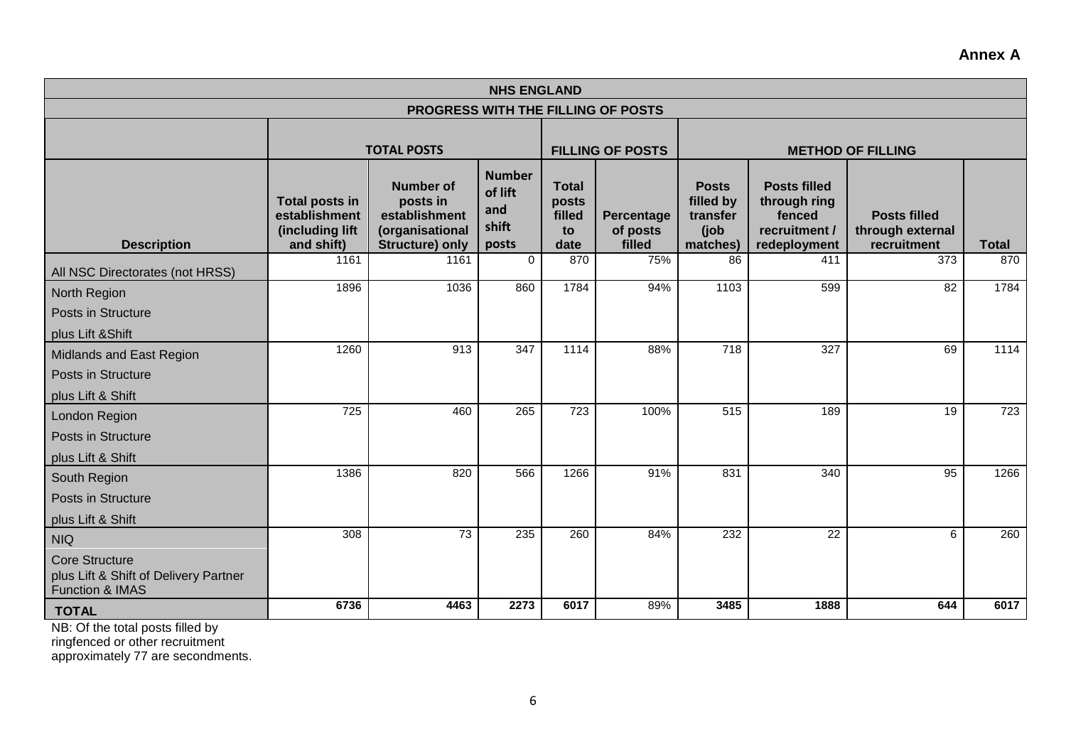**Annex A**

| NHS ENGLAND | | | | | | | | | |
|---|---|---|---|---|---|---|---|---|---|
| PROGRESS WITH THE FILLING OF POSTS | | | | | | | | | |
| | TOTAL POSTS | | | FILLING OF POSTS | | METHOD OF FILLING | | | |
| **Description** | **Total posts in establishment (including lift and shift)** | **Number of posts in establishment (organisational Structure) only** | **Number of lift and shift posts** | **Total posts filled to date** | **Percentage of posts filled** | **Posts filled by transfer (job matches)** | **Posts filled through ring fenced recruitment / redeployment** | **Posts filled through external recruitment** | **Total** |
| All NSC Directorates (not HRSS) | 1161 | 1161 | 0 | 870 | 75% | 86 | 411 | 373 | 870 |
| North Region<br>Posts in Structure<br>plus Lift &Shift | 1896 | 1036 | 860 | 1784 | 94% | 1103 | 599 | 82 | 1784 |
| Midlands and East Region<br>Posts in Structure<br>plus Lift & Shift | 1260 | 913 | 347 | 1114 | 88% | 718 | 327 | 69 | 1114 |
| London Region<br>Posts in Structure<br>plus Lift & Shift | 725 | 460 | 265 | 723 | 100% | 515 | 189 | 19 | 723 |
| South Region<br>Posts in Structure<br>plus Lift & Shift | 1386 | 820 | 566 | 1266 | 91% | 831 | 340 | 95 | 1266 |
| NIQ<br>Core Structure<br>plus Lift & Shift of Delivery Partner Function & IMAS | 308 | 73 | 235 | 260 | 84% | 232 | 22 | 6 | 260 |
| **TOTAL** | **6736** | **4463** | **2273** | **6017** | 89% | **3485** | **1888** | **644** | **6017** |

NB: Of the total posts filled by ringfenced or other recruitment approximately 77 are secondments.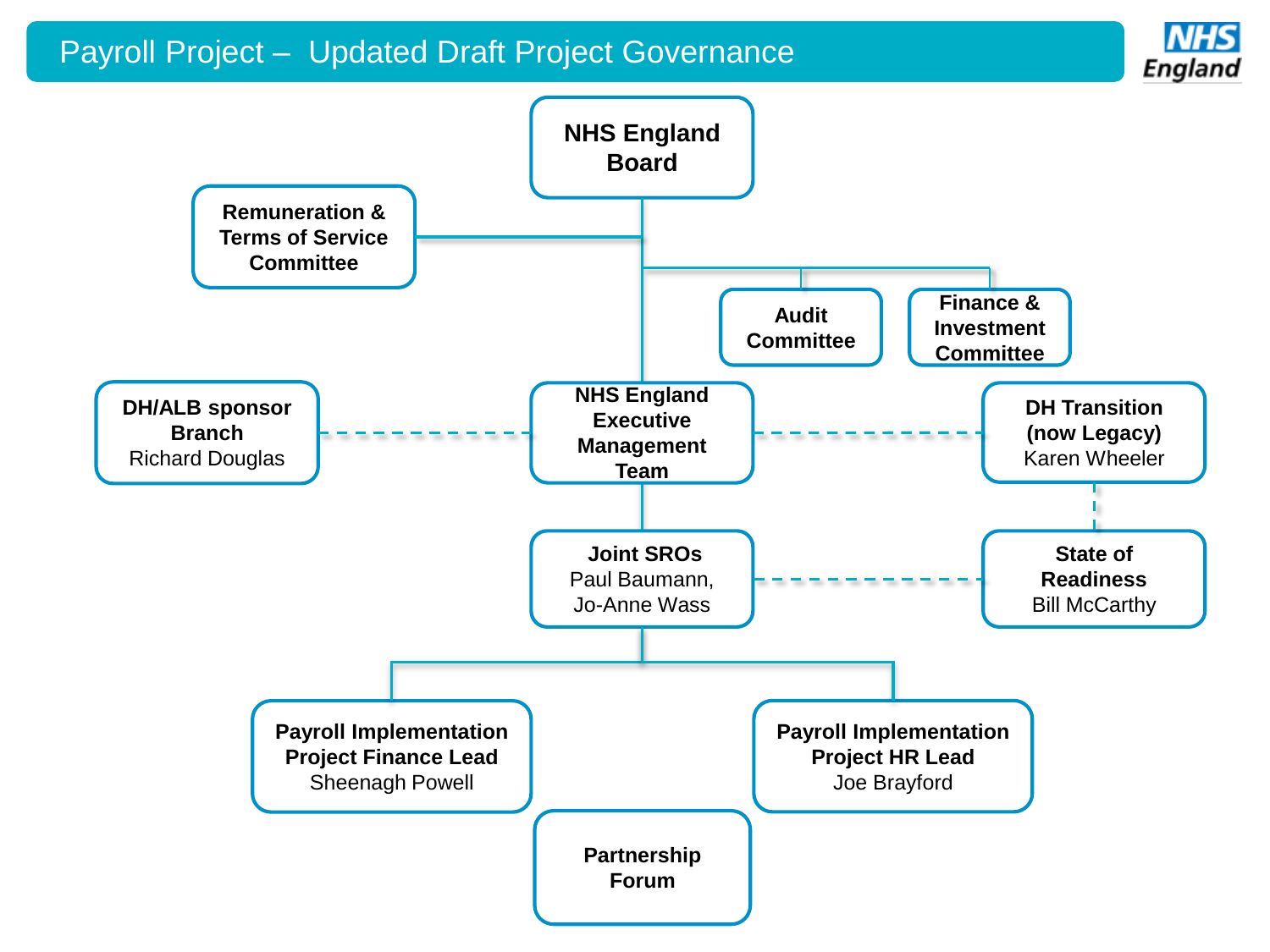# Payroll Project – Updated Draft Project Governance

NHS England

NHS England Board

Remuneration & Terms of Service Committee

Audit Committee

Finance & Investment Committee

DH/ALB sponsor Branch
Richard Douglas

NHS England Executive Management Team

DH Transition (now Legacy)
Karen Wheeler

Joint SROs
Paul Baumann,
Jo-Anne Wass

State of Readiness
Bill McCarthy

Payroll Implementation Project Finance Lead
Sheenagh Powell

Payroll Implementation Project HR Lead
Joe Brayford

Partnership Forum